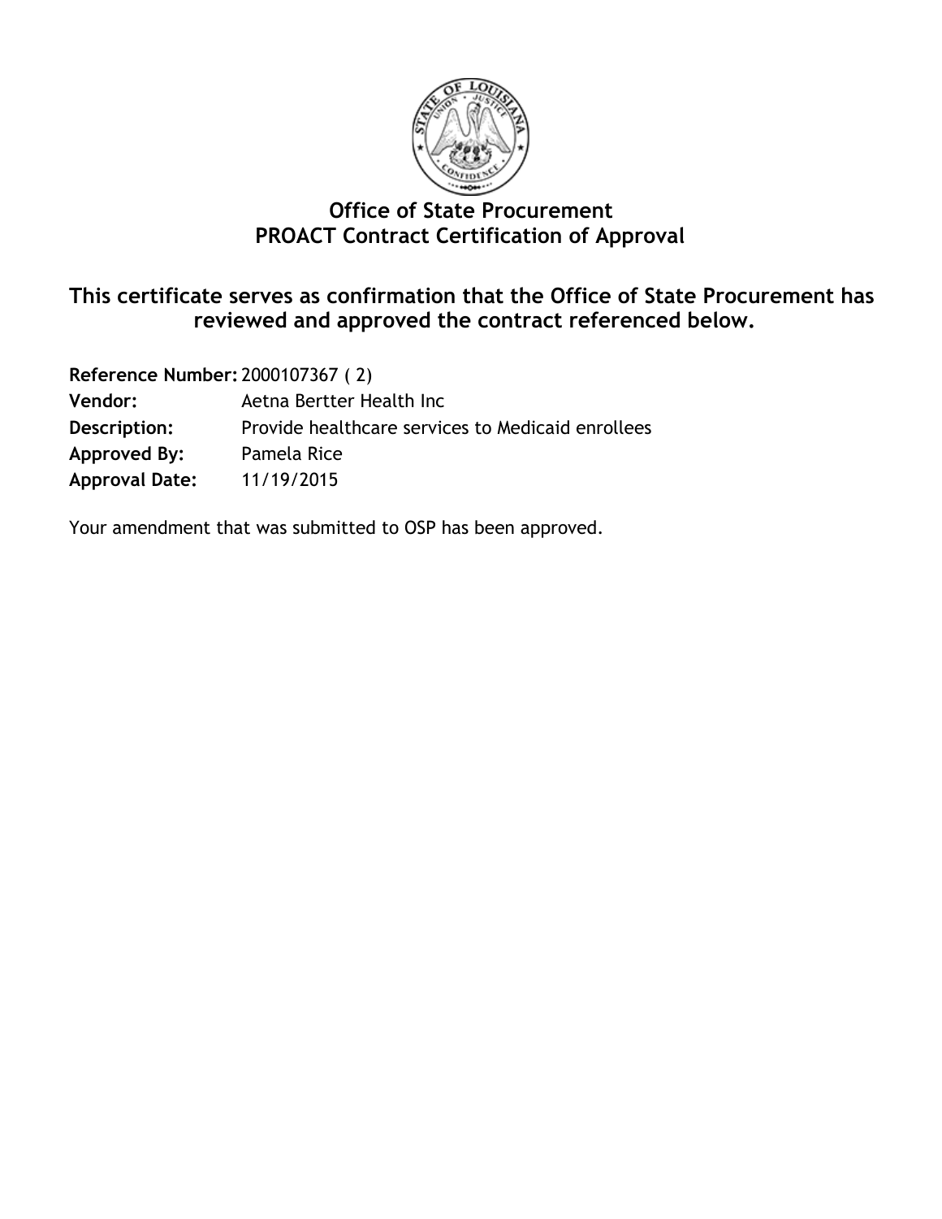# Office of State Procurement
# PROACT Contract Certification of Approval

## This certificate serves as confirmation that the Office of State Procurement has reviewed and approved the contract referenced below.

**Reference Number:** 2000107367 ( 2)
**Vendor:** Aetna Bertter Health Inc
**Description:** Provide healthcare services to Medicaid enrollees
**Approved By:** Pamela Rice
**Approval Date:** 11/19/2015

Your amendment that was submitted to OSP has been approved.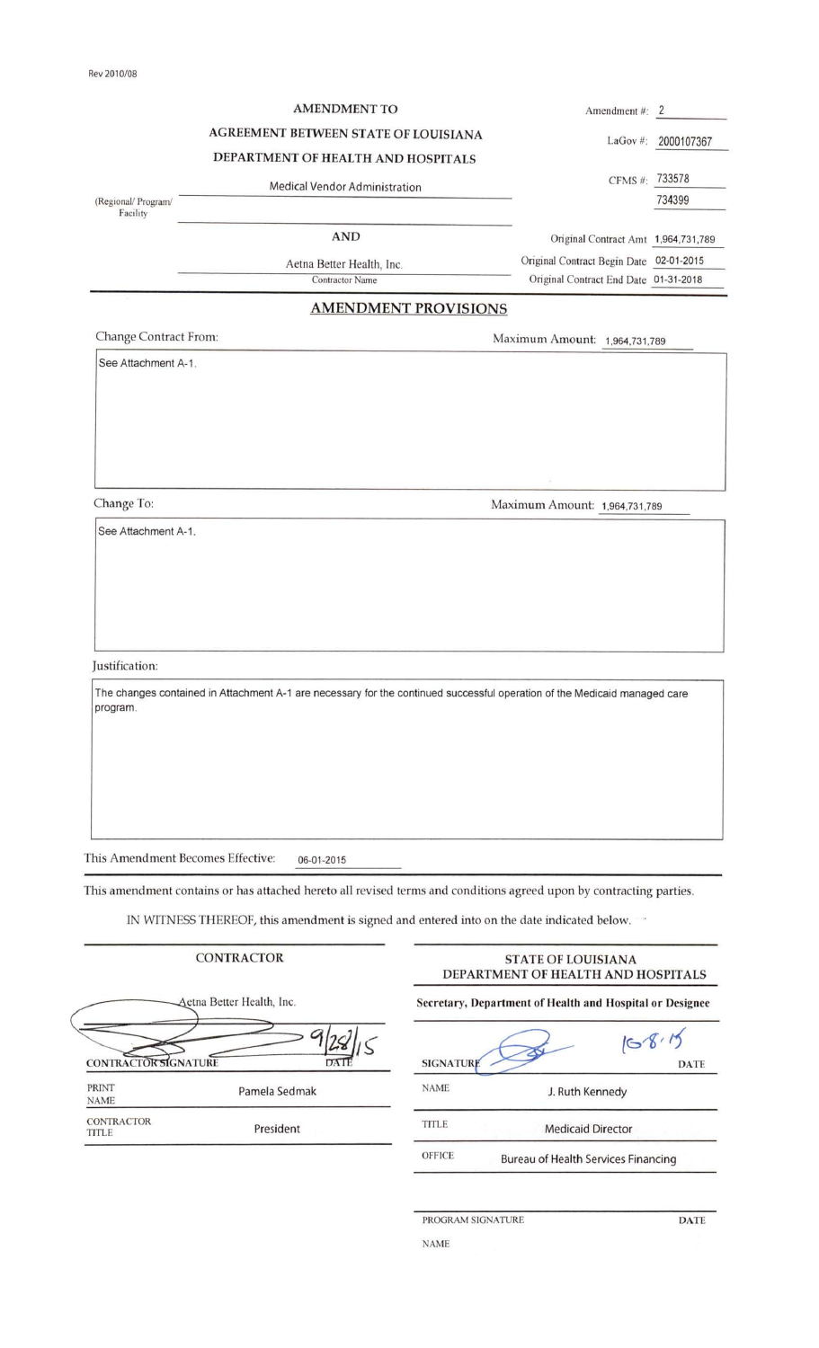Rev 2010/08

**AMENDMENT TO**

**AGREEMENT BETWEEN STATE OF LOUISIANA**

**DEPARTMENT OF HEALTH AND HOSPITALS**

Amendment #: 2

LaGov #: 2000107367

CFMS #: 733578, 734399

(Regional/ Program/ Facility): Medical Vendor Administration

**AND**

Aetna Better Health, Inc.
Contractor Name

Original Contract Amt: 1,964,731,789

Original Contract Begin Date: 02-01-2015

Original Contract End Date: 01-31-2018

## AMENDMENT PROVISIONS

Change Contract From: Maximum Amount: 1,964,731,789

See Attachment A-1.

Change To: Maximum Amount: 1,964,731,789

See Attachment A-1.

Justification:

The changes contained in Attachment A-1 are necessary for the continued successful operation of the Medicaid managed care program.

This Amendment Becomes Effective: 06-01-2015

This amendment contains or has attached hereto all revised terms and conditions agreed upon by contracting parties.

IN WITNESS THEREOF, this amendment is signed and entered into on the date indicated below.

| CONTRACTOR | |
|---|---|
| Aetna Better Health, Inc. | |
| CONTRACTOR SIGNATURE | DATE: 9/28/15 |
| PRINT NAME | Pamela Sedmak |
| CONTRACTOR TITLE | President |

| STATE OF LOUISIANA DEPARTMENT OF HEALTH AND HOSPITALS | |
|---|---|
| Secretary, Department of Health and Hospital or Designee | |
| SIGNATURE | DATE: 10-8-15 |
| NAME | J. Ruth Kennedy |
| TITLE | Medicaid Director |
| OFFICE | Bureau of Health Services Financing |
| PROGRAM SIGNATURE | DATE |
| NAME | |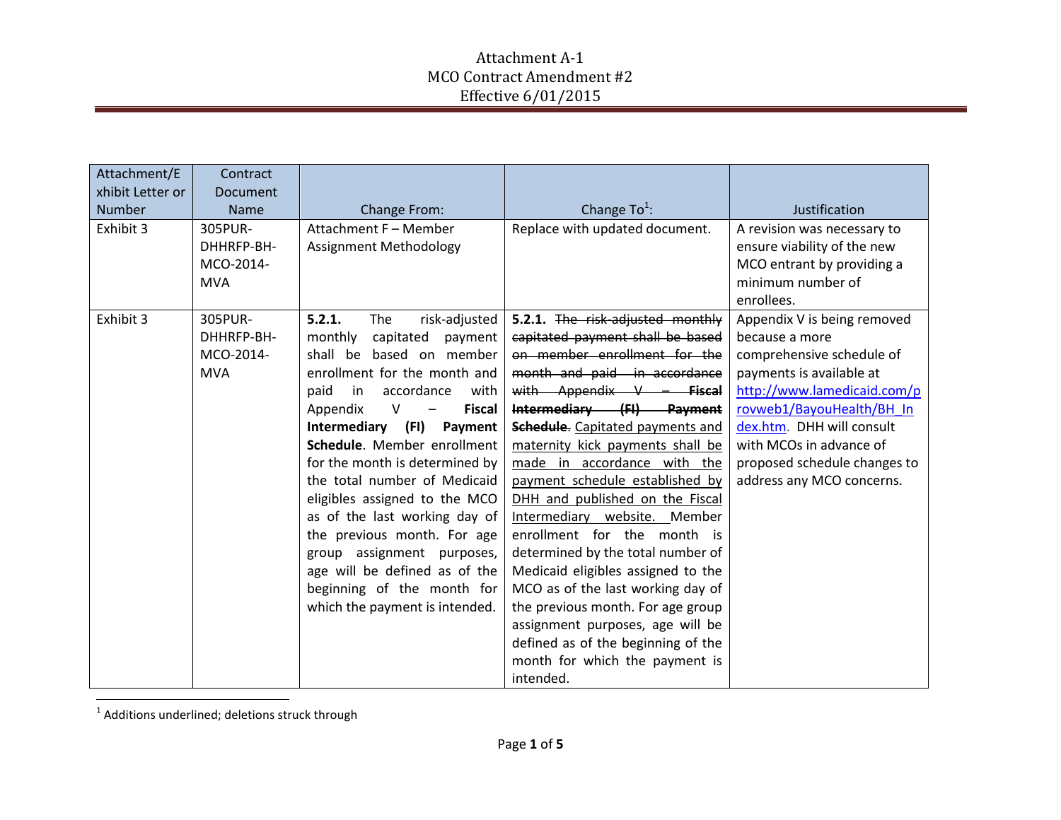Attachment A-1
MCO Contract Amendment #2
Effective 6/01/2015

| Attachment/Exhibit Letter or Number | Contract Document Name | Change From: | Change To[1]: | Justification |
|---|---|---|---|---|
| Exhibit 3 | 305PUR-DHHRFP-BH-MCO-2014-MVA | Attachment F – Member Assignment Methodology | Replace with updated document. | A revision was necessary to ensure viability of the new MCO entrant by providing a minimum number of enrollees. |
| Exhibit 3 | 305PUR-DHHRFP-BH-MCO-2014-MVA | **5.2.1.** The risk-adjusted monthly capitated payment shall be based on member enrollment for the month and paid in accordance with Appendix V – **Fiscal Intermediary (FI) Payment Schedule**. Member enrollment for the month is determined by the total number of Medicaid eligibles assigned to the MCO as of the last working day of the previous month. For age group assignment purposes, age will be defined as of the beginning of the month for which the payment is intended. | **5.2.1.** ~~The risk-adjusted monthly capitated payment shall be based on member enrollment for the month and paid in accordance with Appendix V – **Fiscal Intermediary (FI) Payment Schedule**.~~ <u>Capitated payments and maternity kick payments shall be made in accordance with the payment schedule established by DHH and published on the Fiscal Intermediary website.</u> Member enrollment for the month is determined by the total number of Medicaid eligibles assigned to the MCO as of the last working day of the previous month. For age group assignment purposes, age will be defined as of the beginning of the month for which the payment is intended. | Appendix V is being removed because a more comprehensive schedule of payments is available at http://www.lamedicaid.com/provweb1/BayouHealth/BH_Index.htm. DHH will consult with MCOs in advance of proposed schedule changes to address any MCO concerns. |

[1] Additions underlined; deletions struck through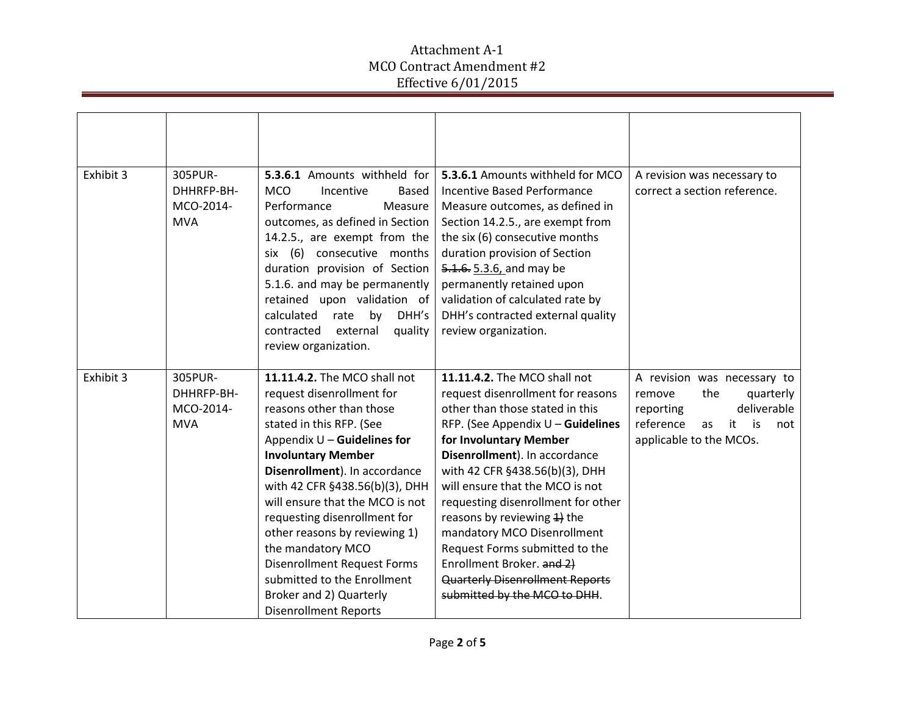| | | | | |
|---|---|---|---|---|
| Exhibit 3 | 305PUR-DHHRFP-BH-MCO-2014-MVA | **5.3.6.1** Amounts withheld for MCO Incentive Based Performance Measure outcomes, as defined in Section 14.2.5., are exempt from the six (6) consecutive months duration provision of Section 5.1.6. and may be permanently retained upon validation of calculated rate by DHH's contracted external quality review organization. | **5.3.6.1** Amounts withheld for MCO Incentive Based Performance Measure outcomes, as defined in Section 14.2.5., are exempt from the six (6) consecutive months duration provision of Section ~~5.1.6.~~ <u>5.3.6,</u> and may be permanently retained upon validation of calculated rate by DHH's contracted external quality review organization. | A revision was necessary to correct a section reference. |
| Exhibit 3 | 305PUR-DHHRFP-BH-MCO-2014-MVA | **11.11.4.2.** The MCO shall not request disenrollment for reasons other than those stated in this RFP. (See Appendix U – **Guidelines for Involuntary Member Disenrollment**). In accordance with 42 CFR §438.56(b)(3), DHH will ensure that the MCO is not requesting disenrollment for other reasons by reviewing 1) the mandatory MCO Disenrollment Request Forms submitted to the Enrollment Broker and 2) Quarterly Disenrollment Reports | **11.11.4.2.** The MCO shall not request disenrollment for reasons other than those stated in this RFP. (See Appendix U – **Guidelines for Involuntary Member Disenrollment**). In accordance with 42 CFR §438.56(b)(3), DHH will ensure that the MCO is not requesting disenrollment for other reasons by reviewing ~~1)~~ the mandatory MCO Disenrollment Request Forms submitted to the Enrollment Broker. ~~and 2) Quarterly Disenrollment Reports submitted by the MCO to DHH~~. | A revision was necessary to remove the quarterly reporting deliverable reference as it is not applicable to the MCOs. |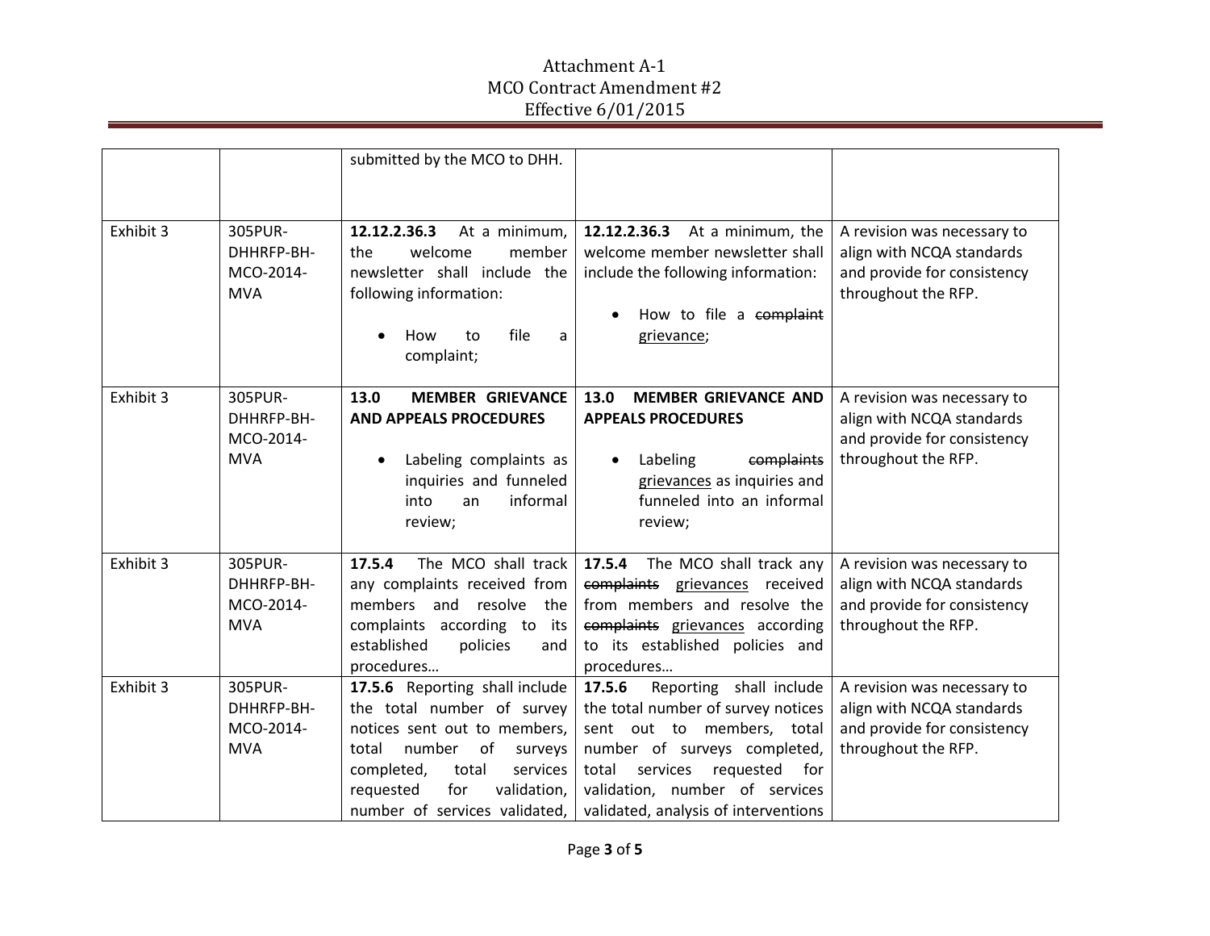| | | | | |
|---|---|---|---|---|
| | | submitted by the MCO to DHH. | | |
| Exhibit 3 | 305PUR-DHHRFP-BH-MCO-2014-MVA | **12.12.2.36.3** At a minimum, the welcome member newsletter shall include the following information:<br><br>• How to file a complaint; | **12.12.2.36.3** At a minimum, the welcome member newsletter shall include the following information:<br><br>• How to file a ~~complaint~~ grievance; | A revision was necessary to align with NCQA standards and provide for consistency throughout the RFP. |
| Exhibit 3 | 305PUR-DHHRFP-BH-MCO-2014-MVA | **13.0 MEMBER GRIEVANCE AND APPEALS PROCEDURES**<br><br>• Labeling complaints as inquiries and funneled into an informal review; | **13.0 MEMBER GRIEVANCE AND APPEALS PROCEDURES**<br><br>• Labeling ~~complaints~~ grievances as inquiries and funneled into an informal review; | A revision was necessary to align with NCQA standards and provide for consistency throughout the RFP. |
| Exhibit 3 | 305PUR-DHHRFP-BH-MCO-2014-MVA | **17.5.4** The MCO shall track any complaints received from members and resolve the complaints according to its established policies and procedures… | **17.5.4** The MCO shall track any ~~complaints~~ grievances received from members and resolve the ~~complaints~~ grievances according to its established policies and procedures… | A revision was necessary to align with NCQA standards and provide for consistency throughout the RFP. |
| Exhibit 3 | 305PUR-DHHRFP-BH-MCO-2014-MVA | **17.5.6** Reporting shall include the total number of survey notices sent out to members, total number of surveys completed, total services requested for validation, number of services validated, | **17.5.6** Reporting shall include the total number of survey notices sent out to members, total number of surveys completed, total services requested for validation, number of services validated, analysis of interventions | A revision was necessary to align with NCQA standards and provide for consistency throughout the RFP. |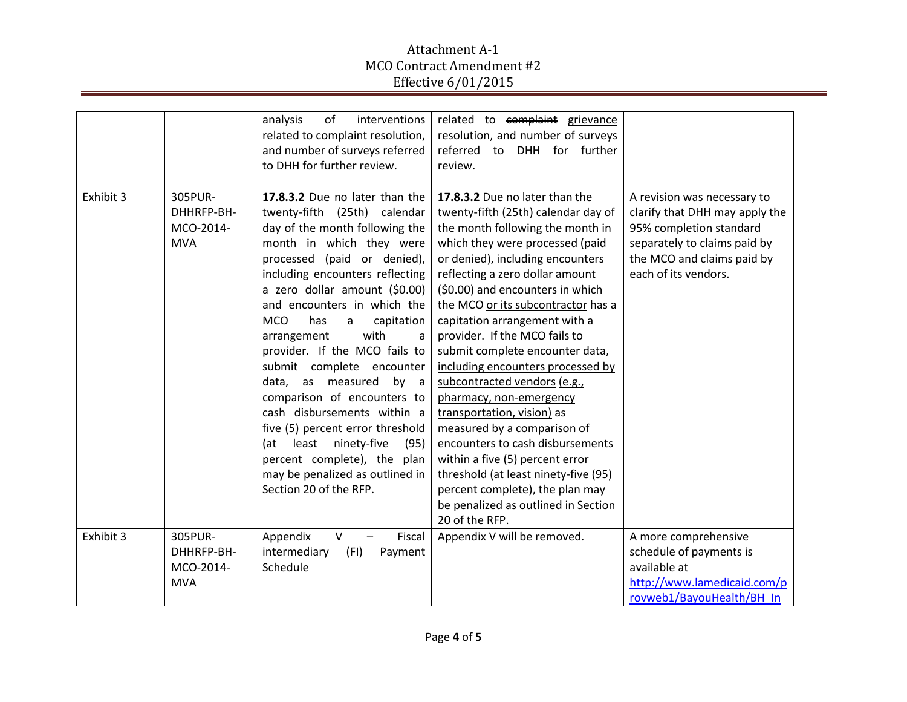| | | | | |
|---|---|---|---|---|
| | | analysis of interventions related to complaint resolution, and number of surveys referred to DHH for further review. | related to ~~complaint~~ <u>grievance</u> resolution, and number of surveys referred to DHH for further review. | |
| Exhibit 3 | 305PUR-DHHRFP-BH-MCO-2014-MVA | **17.8.3.2** Due no later than the twenty-fifth (25th) calendar day of the month following the month in which they were processed (paid or denied), including encounters reflecting a zero dollar amount ($0.00) and encounters in which the MCO has a capitation arrangement with a provider. If the MCO fails to submit complete encounter data, as measured by a comparison of encounters to cash disbursements within a five (5) percent error threshold (at least ninety-five (95) percent complete), the plan may be penalized as outlined in Section 20 of the RFP. | **17.8.3.2** Due no later than the twenty-fifth (25th) calendar day of the month following the month in which they were processed (paid or denied), including encounters reflecting a zero dollar amount ($0.00) and encounters in which the MCO <u>or its subcontractor</u> has a capitation arrangement with a provider. If the MCO fails to submit complete encounter data, <u>including encounters processed by subcontracted vendors</u> <u>(e.g., pharmacy, non-emergency transportation, vision)</u> as measured by a comparison of encounters to cash disbursements within a five (5) percent error threshold (at least ninety-five (95) percent complete), the plan may be penalized as outlined in Section 20 of the RFP. | A revision was necessary to clarify that DHH may apply the 95% completion standard separately to claims paid by the MCO and claims paid by each of its vendors. |
| Exhibit 3 | 305PUR-DHHRFP-BH-MCO-2014-MVA | Appendix V – Fiscal intermediary (FI) Payment Schedule | Appendix V will be removed. | A more comprehensive schedule of payments is available at http://www.lamedicaid.com/provweb1/BayouHealth/BH_In |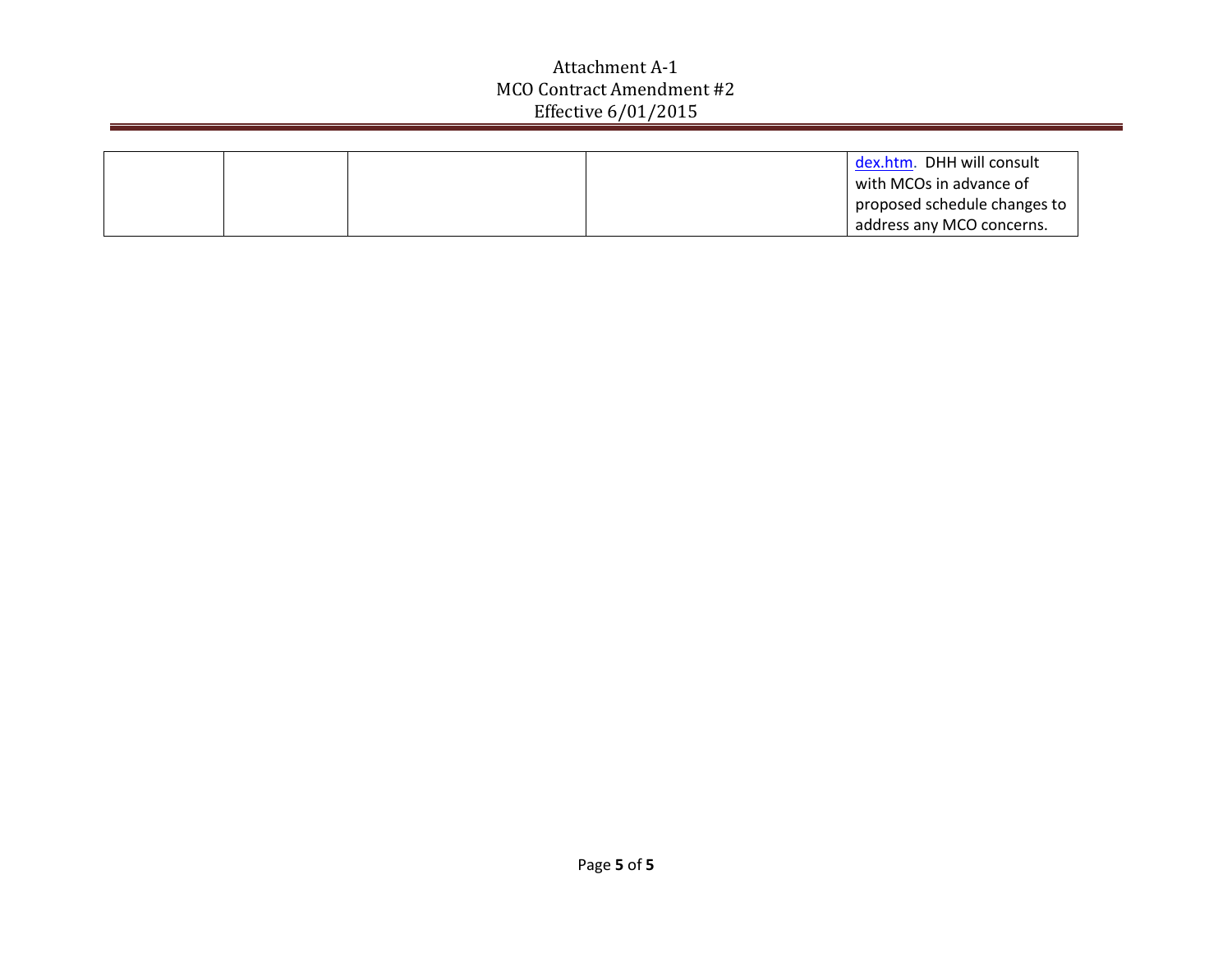| | | | | |
|---|---|---|---|---|
| | | | | dex.htm. DHH will consult with MCOs in advance of proposed schedule changes to address any MCO concerns. |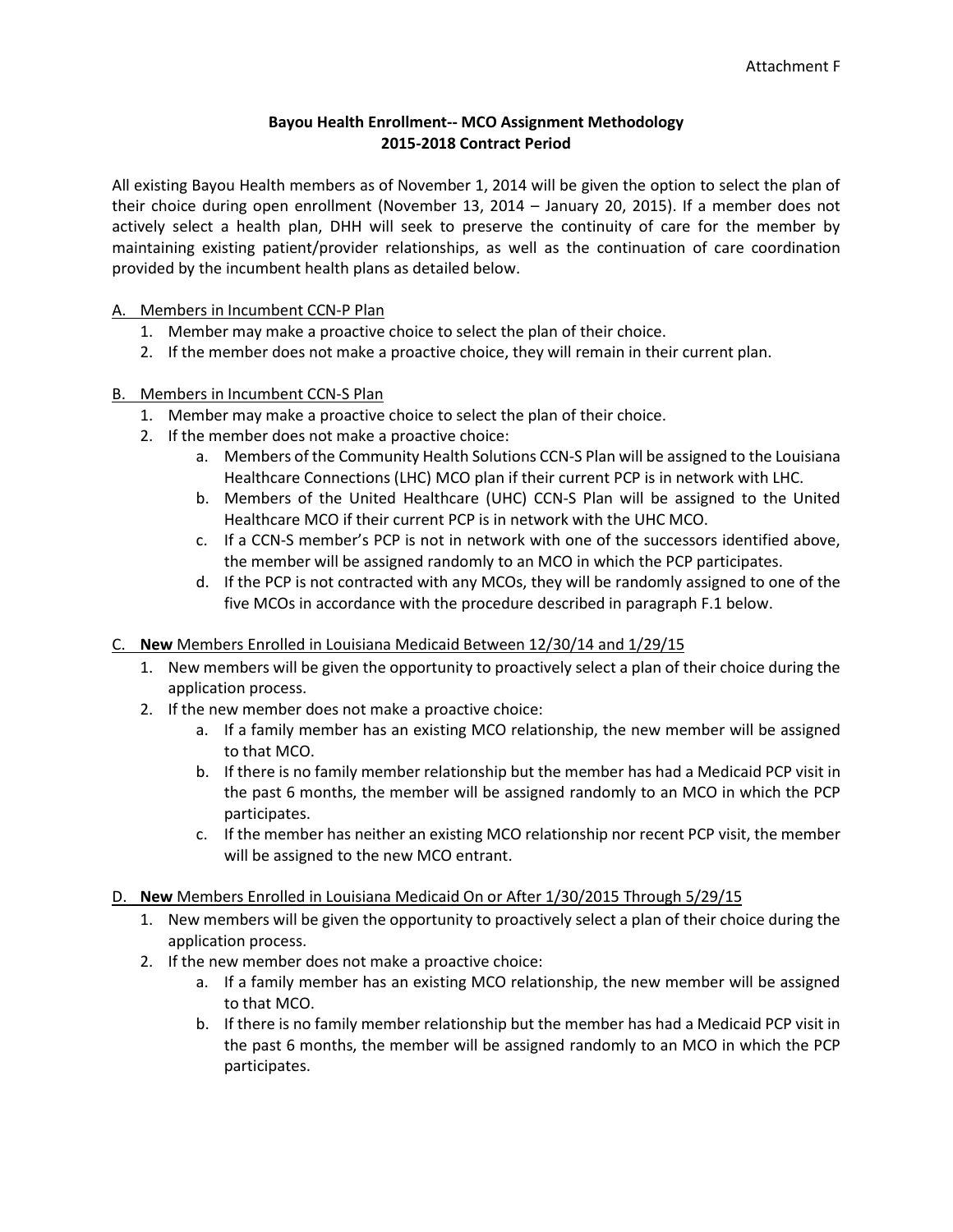Attachment F

**Bayou Health Enrollment-- MCO Assignment Methodology**
**2015-2018 Contract Period**

All existing Bayou Health members as of November 1, 2014 will be given the option to select the plan of their choice during open enrollment (November 13, 2014 – January 20, 2015). If a member does not actively select a health plan, DHH will seek to preserve the continuity of care for the member by maintaining existing patient/provider relationships, as well as the continuation of care coordination provided by the incumbent health plans as detailed below.

A. Members in Incumbent CCN-P Plan
   1. Member may make a proactive choice to select the plan of their choice.
   2. If the member does not make a proactive choice, they will remain in their current plan.

B. Members in Incumbent CCN-S Plan
   1. Member may make a proactive choice to select the plan of their choice.
   2. If the member does not make a proactive choice:
      a. Members of the Community Health Solutions CCN-S Plan will be assigned to the Louisiana Healthcare Connections (LHC) MCO plan if their current PCP is in network with LHC.
      b. Members of the United Healthcare (UHC) CCN-S Plan will be assigned to the United Healthcare MCO if their current PCP is in network with the UHC MCO.
      c. If a CCN-S member's PCP is not in network with one of the successors identified above, the member will be assigned randomly to an MCO in which the PCP participates.
      d. If the PCP is not contracted with any MCOs, they will be randomly assigned to one of the five MCOs in accordance with the procedure described in paragraph F.1 below.

C. **New** Members Enrolled in Louisiana Medicaid Between 12/30/14 and 1/29/15
   1. New members will be given the opportunity to proactively select a plan of their choice during the application process.
   2. If the new member does not make a proactive choice:
      a. If a family member has an existing MCO relationship, the new member will be assigned to that MCO.
      b. If there is no family member relationship but the member has had a Medicaid PCP visit in the past 6 months, the member will be assigned randomly to an MCO in which the PCP participates.
      c. If the member has neither an existing MCO relationship nor recent PCP visit, the member will be assigned to the new MCO entrant.

D. **New** Members Enrolled in Louisiana Medicaid On or After 1/30/2015 Through 5/29/15
   1. New members will be given the opportunity to proactively select a plan of their choice during the application process.
   2. If the new member does not make a proactive choice:
      a. If a family member has an existing MCO relationship, the new member will be assigned to that MCO.
      b. If there is no family member relationship but the member has had a Medicaid PCP visit in the past 6 months, the member will be assigned randomly to an MCO in which the PCP participates.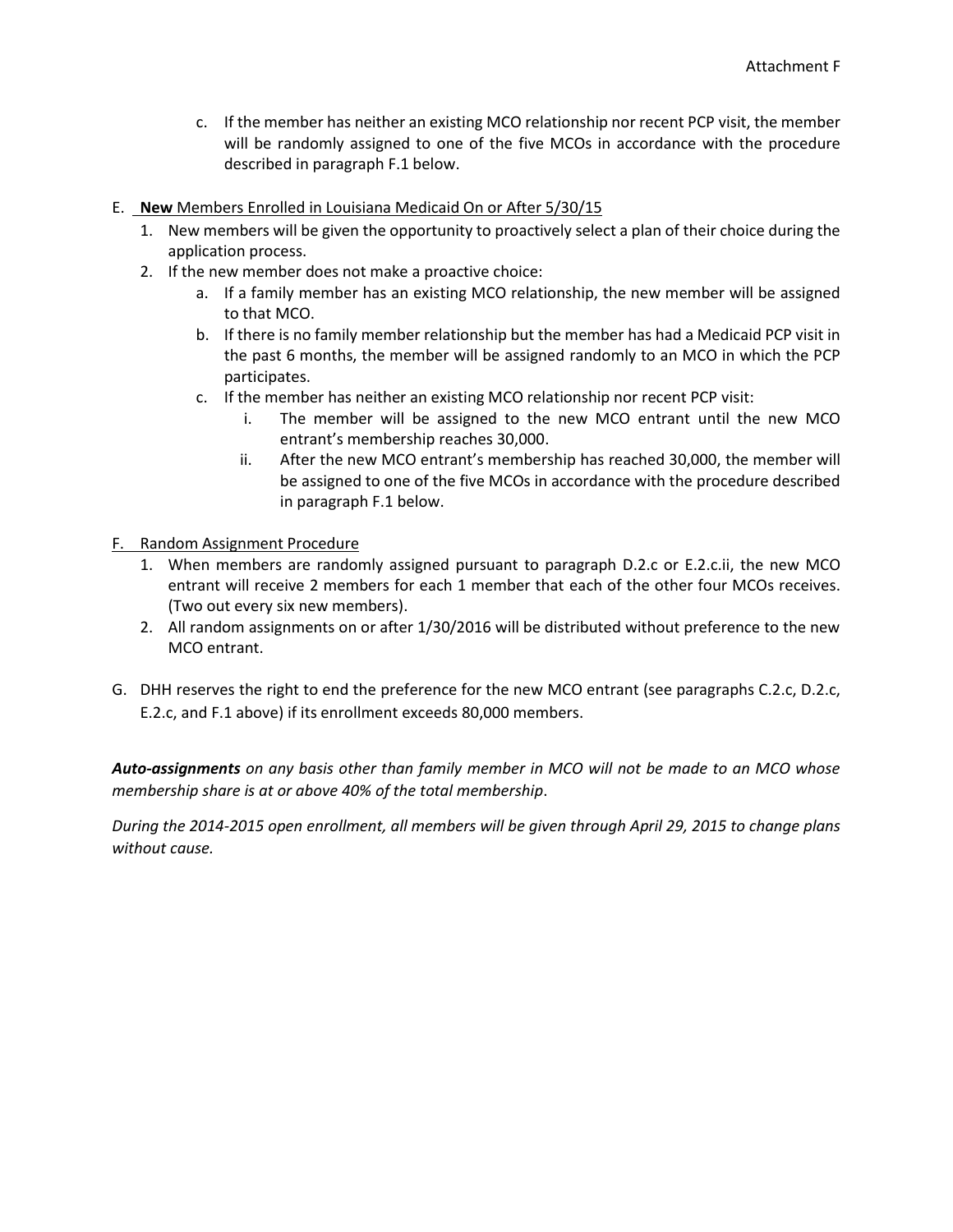c. If the member has neither an existing MCO relationship nor recent PCP visit, the member will be randomly assigned to one of the five MCOs in accordance with the procedure described in paragraph F.1 below.

E. **New** Members Enrolled in Louisiana Medicaid On or After 5/30/15

1. New members will be given the opportunity to proactively select a plan of their choice during the application process.
2. If the new member does not make a proactive choice:
   a. If a family member has an existing MCO relationship, the new member will be assigned to that MCO.
   b. If there is no family member relationship but the member has had a Medicaid PCP visit in the past 6 months, the member will be assigned randomly to an MCO in which the PCP participates.
   c. If the member has neither an existing MCO relationship nor recent PCP visit:
      i. The member will be assigned to the new MCO entrant until the new MCO entrant's membership reaches 30,000.
      ii. After the new MCO entrant's membership has reached 30,000, the member will be assigned to one of the five MCOs in accordance with the procedure described in paragraph F.1 below.

F. Random Assignment Procedure

1. When members are randomly assigned pursuant to paragraph D.2.c or E.2.c.ii, the new MCO entrant will receive 2 members for each 1 member that each of the other four MCOs receives. (Two out every six new members).
2. All random assignments on or after 1/30/2016 will be distributed without preference to the new MCO entrant.

G. DHH reserves the right to end the preference for the new MCO entrant (see paragraphs C.2.c, D.2.c, E.2.c, and F.1 above) if its enrollment exceeds 80,000 members.

***Auto-assignments*** *on any basis other than family member in MCO will not be made to an MCO whose membership share is at or above 40% of the total membership.*

*During the 2014-2015 open enrollment, all members will be given through April 29, 2015 to change plans without cause.*